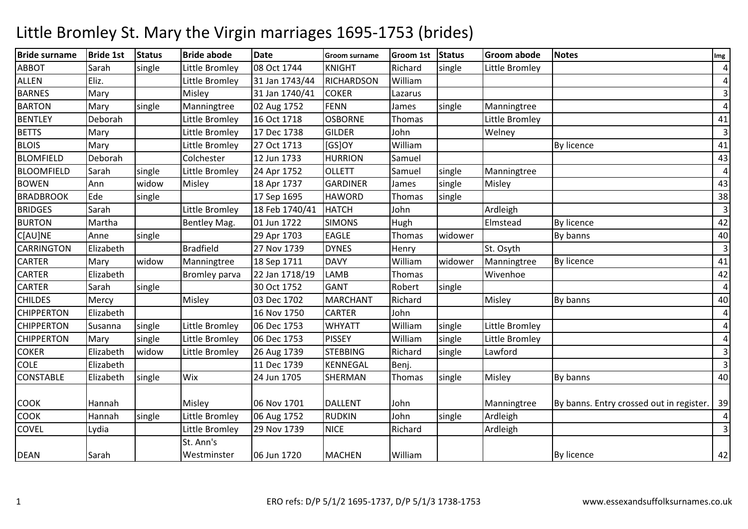# Little Bromley St. Mary the Virgin marriages 1695-1753 (brides)

| Bride surname | Bride 1st | Status | Bride abode | Date | Groom surname | Groom 1st | Status | Groom abode | Notes | Img |
|---|---|---|---|---|---|---|---|---|---|---|
| ABBOT | Sarah | single | Little Bromley | 08 Oct 1744 | KNIGHT | Richard | single | Little Bromley | | 4 |
| ALLEN | Eliz. | | Little Bromley | 31 Jan 1743/44 | RICHARDSON | William | | | | 4 |
| BARNES | Mary | | Misley | 31 Jan 1740/41 | COKER | Lazarus | | | | 3 |
| BARTON | Mary | single | Manningtree | 02 Aug 1752 | FENN | James | single | Manningtree | | 4 |
| BENTLEY | Deborah | | Little Bromley | 16 Oct 1718 | OSBORNE | Thomas | | Little Bromley | | 41 |
| BETTS | Mary | | Little Bromley | 17 Dec 1738 | GILDER | John | | Welney | | 3 |
| BLOIS | Mary | | Little Bromley | 27 Oct 1713 | [GS]OY | William | | | By licence | 41 |
| BLOMFIELD | Deborah | | Colchester | 12 Jun 1733 | HURRION | Samuel | | | | 43 |
| BLOOMFIELD | Sarah | single | Little Bromley | 24 Apr 1752 | OLLETT | Samuel | single | Manningtree | | 4 |
| BOWEN | Ann | widow | Misley | 18 Apr 1737 | GARDINER | James | single | Misley | | 43 |
| BRADBROOK | Ede | single | | 17 Sep 1695 | HAWORD | Thomas | single | | | 38 |
| BRIDGES | Sarah | | Little Bromley | 18 Feb 1740/41 | HATCH | John | | Ardleigh | | 3 |
| BURTON | Martha | | Bentley Mag. | 01 Jun 1722 | SIMONS | Hugh | | Elmstead | By licence | 42 |
| C[AU]NE | Anne | single | | 29 Apr 1703 | EAGLE | Thomas | widower | | By banns | 40 |
| CARRINGTON | Elizabeth | | Bradfield | 27 Nov 1739 | DYNES | Henry | | St. Osyth | | 3 |
| CARTER | Mary | widow | Manningtree | 18 Sep 1711 | DAVY | William | widower | Manningtree | By licence | 41 |
| CARTER | Elizabeth | | Bromley parva | 22 Jan 1718/19 | LAMB | Thomas | | Wivenhoe | | 42 |
| CARTER | Sarah | single | | 30 Oct 1752 | GANT | Robert | single | | | 4 |
| CHILDES | Mercy | | Misley | 03 Dec 1702 | MARCHANT | Richard | | Misley | By banns | 40 |
| CHIPPERTON | Elizabeth | | | 16 Nov 1750 | CARTER | John | | | | 4 |
| CHIPPERTON | Susanna | single | Little Bromley | 06 Dec 1753 | WHYATT | William | single | Little Bromley | | 4 |
| CHIPPERTON | Mary | single | Little Bromley | 06 Dec 1753 | PISSEY | William | single | Little Bromley | | 4 |
| COKER | Elizabeth | widow | Little Bromley | 26 Aug 1739 | STEBBING | Richard | single | Lawford | | 3 |
| COLE | Elizabeth | | | 11 Dec 1739 | KENNEGAL | Benj. | | | | 3 |
| CONSTABLE | Elizabeth | single | Wix | 24 Jun 1705 | SHERMAN | Thomas | single | Misley | By banns | 40 |
| COOK | Hannah | | Misley | 06 Nov 1701 | DALLENT | John | | Manningtree | By banns. Entry crossed out in register. | 39 |
| COOK | Hannah | single | Little Bromley | 06 Aug 1752 | RUDKIN | John | single | Ardleigh | | 4 |
| COVEL | Lydia | | Little Bromley | 29 Nov 1739 | NICE | Richard | | Ardleigh | | 3 |
| DEAN | Sarah | | St. Ann's Westminster | 06 Jun 1720 | MACHEN | William | | | By licence | 42 |

ERO refs: D/P 5/1/2 1695-1737, D/P 5/1/3 1738-1753

www.essexandsuffolksurnames.co.uk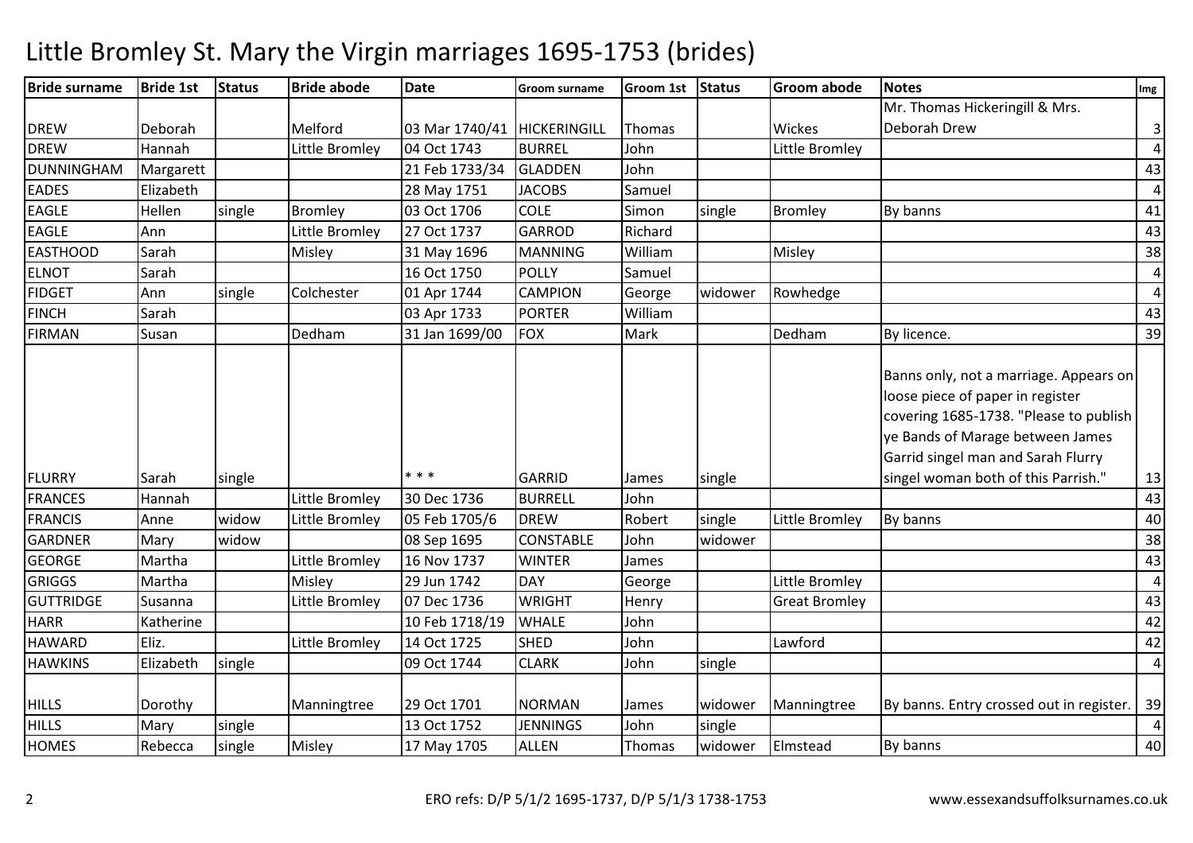# Little Bromley St. Mary the Virgin marriages 1695-1753 (brides)

| Bride surname | Bride 1st | Status | Bride abode | Date | Groom surname | Groom 1st | Status | Groom abode | Notes | Img |
|---|---|---|---|---|---|---|---|---|---|---|
| DREW | Deborah | | Melford | 03 Mar 1740/41 | HICKERINGILL | Thomas | | Wickes | Mr. Thomas Hickeringill & Mrs. Deborah Drew | 3 |
| DREW | Hannah | | Little Bromley | 04 Oct 1743 | BURREL | John | | Little Bromley | | 4 |
| DUNNINGHAM | Margarett | | | 21 Feb 1733/34 | GLADDEN | John | | | | 43 |
| EADES | Elizabeth | | | 28 May 1751 | JACOBS | Samuel | | | | 4 |
| EAGLE | Hellen | single | Bromley | 03 Oct 1706 | COLE | Simon | single | Bromley | By banns | 41 |
| EAGLE | Ann | | Little Bromley | 27 Oct 1737 | GARROD | Richard | | | | 43 |
| EASTHOOD | Sarah | | Misley | 31 May 1696 | MANNING | William | | Misley | | 38 |
| ELNOT | Sarah | | | 16 Oct 1750 | POLLY | Samuel | | | | 4 |
| FIDGET | Ann | single | Colchester | 01 Apr 1744 | CAMPION | George | widower | Rowhedge | | 4 |
| FINCH | Sarah | | | 03 Apr 1733 | PORTER | William | | | | 43 |
| FIRMAN | Susan | | Dedham | 31 Jan 1699/00 | FOX | Mark | | Dedham | By licence. | 39 |
| FLURRY | Sarah | single | | * * * | GARRID | James | single | | Banns only, not a marriage. Appears on loose piece of paper in register covering 1685-1738. "Please to publish ye Bands of Marage between James Garrid singel man and Sarah Flurry singel woman both of this Parrish." | 13 |
| FRANCES | Hannah | | Little Bromley | 30 Dec 1736 | BURRELL | John | | | | 43 |
| FRANCIS | Anne | widow | Little Bromley | 05 Feb 1705/6 | DREW | Robert | single | Little Bromley | By banns | 40 |
| GARDNER | Mary | widow | | 08 Sep 1695 | CONSTABLE | John | widower | | | 38 |
| GEORGE | Martha | | Little Bromley | 16 Nov 1737 | WINTER | James | | | | 43 |
| GRIGGS | Martha | | Misley | 29 Jun 1742 | DAY | George | | Little Bromley | | 4 |
| GUTTRIDGE | Susanna | | Little Bromley | 07 Dec 1736 | WRIGHT | Henry | | Great Bromley | | 43 |
| HARR | Katherine | | | 10 Feb 1718/19 | WHALE | John | | | | 42 |
| HAWARD | Eliz. | | Little Bromley | 14 Oct 1725 | SHED | John | | Lawford | | 42 |
| HAWKINS | Elizabeth | single | | 09 Oct 1744 | CLARK | John | single | | | 4 |
| HILLS | Dorothy | | Manningtree | 29 Oct 1701 | NORMAN | James | widower | Manningtree | By banns. Entry crossed out in register. | 39 |
| HILLS | Mary | single | | 13 Oct 1752 | JENNINGS | John | single | | | 4 |
| HOMES | Rebecca | single | Misley | 17 May 1705 | ALLEN | Thomas | widower | Elmstead | By banns | 40 |

ERO refs: D/P 5/1/2 1695-1737, D/P 5/1/3 1738-1753

www.essexandsuffolksurnames.co.uk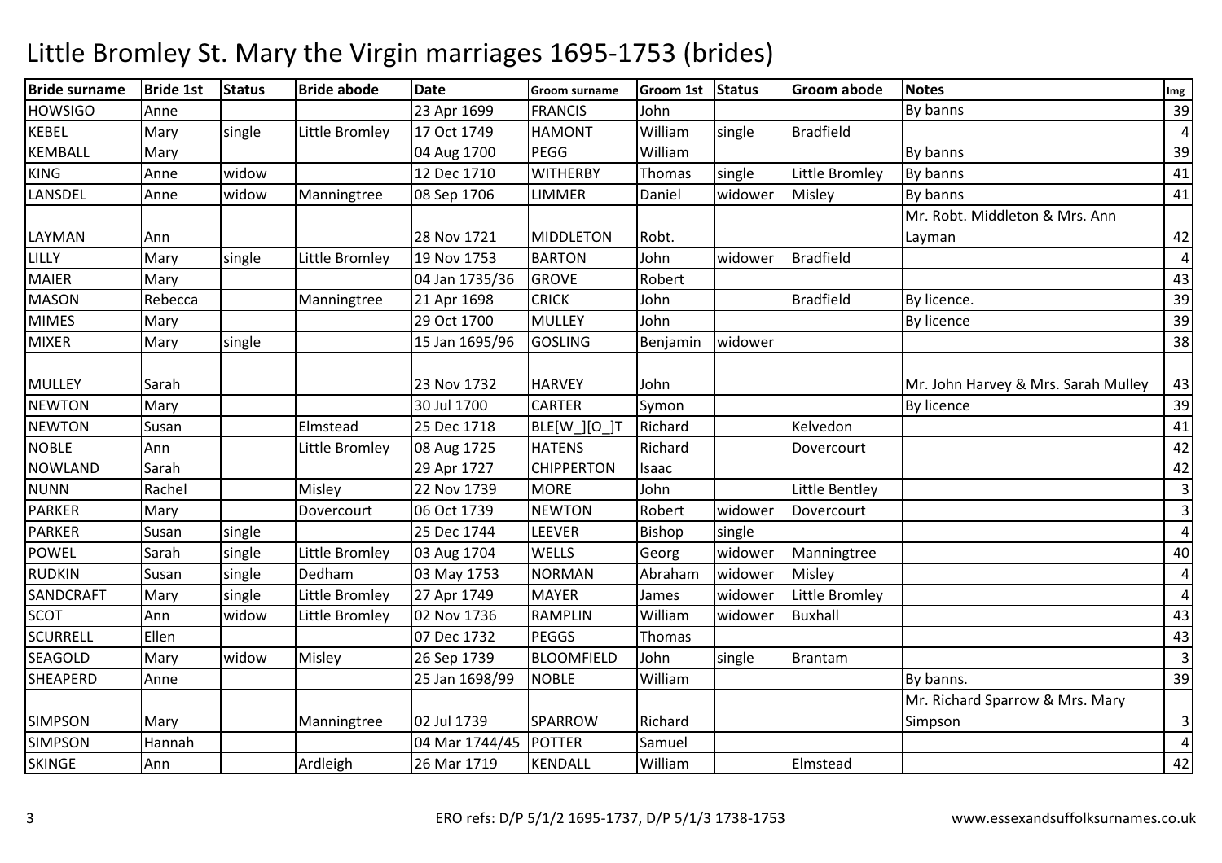# Little Bromley St. Mary the Virgin marriages 1695-1753 (brides)

| Bride surname | Bride 1st | Status | Bride abode | Date | Groom surname | Groom 1st | Status | Groom abode | Notes | Img |
|---|---|---|---|---|---|---|---|---|---|---|
| HOWSIGO | Anne | | | 23 Apr 1699 | FRANCIS | John | | | By banns | 39 |
| KEBEL | Mary | single | Little Bromley | 17 Oct 1749 | HAMONT | William | single | Bradfield | | 4 |
| KEMBALL | Mary | | | 04 Aug 1700 | PEGG | William | | | By banns | 39 |
| KING | Anne | widow | | 12 Dec 1710 | WITHERBY | Thomas | single | Little Bromley | By banns | 41 |
| LANSDEL | Anne | widow | Manningtree | 08 Sep 1706 | LIMMER | Daniel | widower | Misley | By banns | 41 |
| LAYMAN | Ann | | | 28 Nov 1721 | MIDDLETON | Robt. | | | Mr. Robt. Middleton & Mrs. Ann Layman | 42 |
| LILLY | Mary | single | Little Bromley | 19 Nov 1753 | BARTON | John | widower | Bradfield | | 4 |
| MAIER | Mary | | | 04 Jan 1735/36 | GROVE | Robert | | | | 43 |
| MASON | Rebecca | | Manningtree | 21 Apr 1698 | CRICK | John | | Bradfield | By licence. | 39 |
| MIMES | Mary | | | 29 Oct 1700 | MULLEY | John | | | By licence | 39 |
| MIXER | Mary | single | | 15 Jan 1695/96 | GOSLING | Benjamin | widower | | | 38 |
| MULLEY | Sarah | | | 23 Nov 1732 | HARVEY | John | | | Mr. John Harvey & Mrs. Sarah Mulley | 43 |
| NEWTON | Mary | | | 30 Jul 1700 | CARTER | Symon | | | By licence | 39 |
| NEWTON | Susan | | Elmstead | 25 Dec 1718 | BLE[W_][O_]T | Richard | | Kelvedon | | 41 |
| NOBLE | Ann | | Little Bromley | 08 Aug 1725 | HATENS | Richard | | Dovercourt | | 42 |
| NOWLAND | Sarah | | | 29 Apr 1727 | CHIPPERTON | Isaac | | | | 42 |
| NUNN | Rachel | | Misley | 22 Nov 1739 | MORE | John | | Little Bentley | | 3 |
| PARKER | Mary | | Dovercourt | 06 Oct 1739 | NEWTON | Robert | widower | Dovercourt | | 3 |
| PARKER | Susan | single | | 25 Dec 1744 | LEEVER | Bishop | single | | | 4 |
| POWEL | Sarah | single | Little Bromley | 03 Aug 1704 | WELLS | Georg | widower | Manningtree | | 40 |
| RUDKIN | Susan | single | Dedham | 03 May 1753 | NORMAN | Abraham | widower | Misley | | 4 |
| SANDCRAFT | Mary | single | Little Bromley | 27 Apr 1749 | MAYER | James | widower | Little Bromley | | 4 |
| SCOT | Ann | widow | Little Bromley | 02 Nov 1736 | RAMPLIN | William | widower | Buxhall | | 43 |
| SCURRELL | Ellen | | | 07 Dec 1732 | PEGGS | Thomas | | | | 43 |
| SEAGOLD | Mary | widow | Misley | 26 Sep 1739 | BLOOMFIELD | John | single | Brantam | | 3 |
| SHEAPERD | Anne | | | 25 Jan 1698/99 | NOBLE | William | | | By banns. | 39 |
| SIMPSON | Mary | | Manningtree | 02 Jul 1739 | SPARROW | Richard | | | Mr. Richard Sparrow & Mrs. Mary Simpson | 3 |
| SIMPSON | Hannah | | | 04 Mar 1744/45 | POTTER | Samuel | | | | 4 |
| SKINGE | Ann | | Ardleigh | 26 Mar 1719 | KENDALL | William | | Elmstead | | 42 |

ERO refs: D/P 5/1/2 1695-1737, D/P 5/1/3 1738-1753 www.essexandsuffolksurnames.co.uk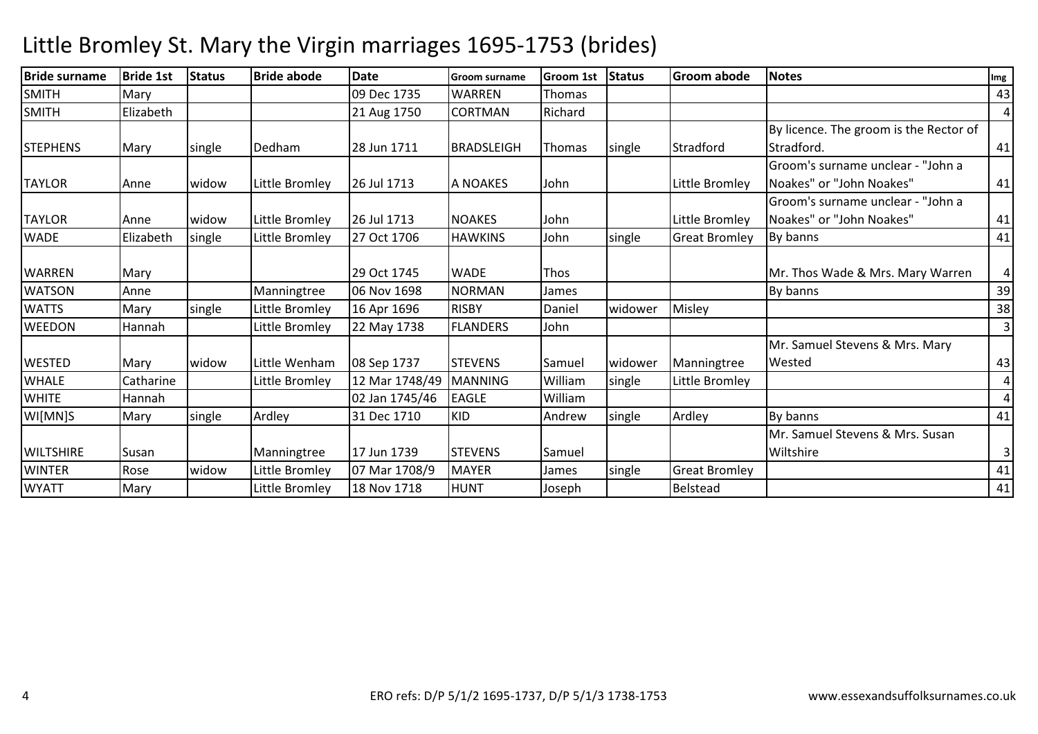# Little Bromley St. Mary the Virgin marriages 1695-1753 (brides)

| Bride surname | Bride 1st | Status | Bride abode | Date | Groom surname | Groom 1st | Status | Groom abode | Notes | Img |
|---|---|---|---|---|---|---|---|---|---|---|
| SMITH | Mary | | | 09 Dec 1735 | WARREN | Thomas | | | | 43 |
| SMITH | Elizabeth | | | 21 Aug 1750 | CORTMAN | Richard | | | | 4 |
| STEPHENS | Mary | single | Dedham | 28 Jun 1711 | BRADSLEIGH | Thomas | single | Stradford | By licence. The groom is the Rector of Stradford. | 41 |
| TAYLOR | Anne | widow | Little Bromley | 26 Jul 1713 | A NOAKES | John | | Little Bromley | Groom's surname unclear - "John a Noakes" or "John Noakes" | 41 |
| TAYLOR | Anne | widow | Little Bromley | 26 Jul 1713 | NOAKES | John | | Little Bromley | Groom's surname unclear - "John a Noakes" or "John Noakes" | 41 |
| WADE | Elizabeth | single | Little Bromley | 27 Oct 1706 | HAWKINS | John | single | Great Bromley | By banns | 41 |
| WARREN | Mary | | | 29 Oct 1745 | WADE | Thos | | | Mr. Thos Wade & Mrs. Mary Warren | 4 |
| WATSON | Anne | | Manningtree | 06 Nov 1698 | NORMAN | James | | | By banns | 39 |
| WATTS | Mary | single | Little Bromley | 16 Apr 1696 | RISBY | Daniel | widower | Misley | | 38 |
| WEEDON | Hannah | | Little Bromley | 22 May 1738 | FLANDERS | John | | | | 3 |
| WESTED | Mary | widow | Little Wenham | 08 Sep 1737 | STEVENS | Samuel | widower | Manningtree | Mr. Samuel Stevens & Mrs. Mary Wested | 43 |
| WHALE | Catharine | | Little Bromley | 12 Mar 1748/49 | MANNING | William | single | Little Bromley | | 4 |
| WHITE | Hannah | | | 02 Jan 1745/46 | EAGLE | William | | | | 4 |
| WI[MN]S | Mary | single | Ardley | 31 Dec 1710 | KID | Andrew | single | Ardley | By banns | 41 |
| WILTSHIRE | Susan | | Manningtree | 17 Jun 1739 | STEVENS | Samuel | | | Mr. Samuel Stevens & Mrs. Susan Wiltshire | 3 |
| WINTER | Rose | widow | Little Bromley | 07 Mar 1708/9 | MAYER | James | single | Great Bromley | | 41 |
| WYATT | Mary | | Little Bromley | 18 Nov 1718 | HUNT | Joseph | | Belstead | | 41 |

ERO refs: D/P 5/1/2 1695-1737, D/P 5/1/3 1738-1753

www.essexandsuffolksurnames.co.uk